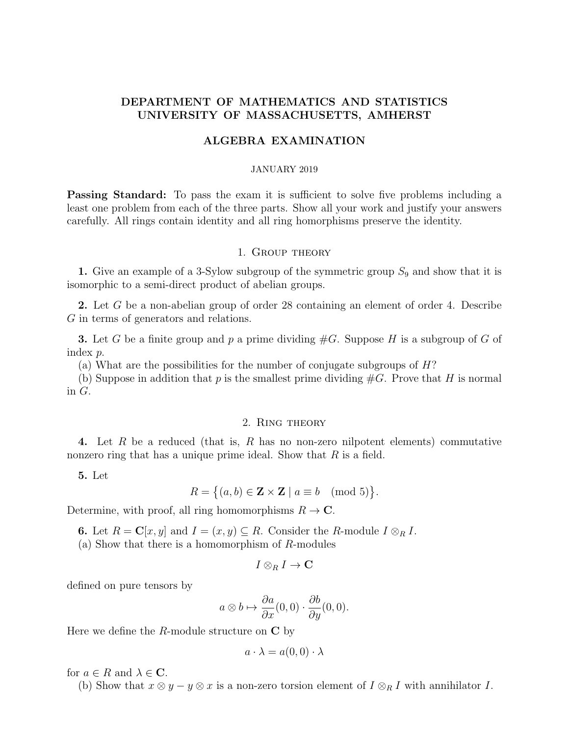# DEPARTMENT OF MATHEMATICS AND STATISTICS
# UNIVERSITY OF MASSACHUSETTS, AMHERST

## ALGEBRA EXAMINATION

JANUARY 2019

**Passing Standard:** To pass the exam it is sufficient to solve five problems including a least one problem from each of the three parts. Show all your work and justify your answers carefully. All rings contain identity and all ring homorphisms preserve the identity.

### 1. Group theory

**1.** Give an example of a 3-Sylow subgroup of the symmetric group $S_9$ and show that it is isomorphic to a semi-direct product of abelian groups.

**2.** Let $G$ be a non-abelian group of order 28 containing an element of order 4. Describe $G$ in terms of generators and relations.

**3.** Let $G$ be a finite group and $p$ a prime dividing $\#G$. Suppose $H$ is a subgroup of $G$ of index $p$.

(a) What are the possibilities for the number of conjugate subgroups of $H$?

(b) Suppose in addition that $p$ is the smallest prime dividing $\#G$. Prove that $H$ is normal in $G$.

### 2. Ring theory

**4.** Let $R$ be a reduced (that is, $R$ has no non-zero nilpotent elements) commutative nonzero ring that has a unique prime ideal. Show that $R$ is a field.

**5.** Let

$$R = \{(a, b) \in \mathbf{Z} \times \mathbf{Z} \mid a \equiv b \pmod 5\}.$$

Determine, with proof, all ring homomorphisms $R \to \mathbf{C}$.

**6.** Let $R = \mathbf{C}[x, y]$ and $I = (x, y) \subseteq R$. Consider the $R$-module $I \otimes_R I$.

(a) Show that there is a homomorphism of $R$-modules

$$I \otimes_R I \to \mathbf{C}$$

defined on pure tensors by

$$a \otimes b \mapsto \frac{\partial a}{\partial x}(0, 0) \cdot \frac{\partial b}{\partial y}(0, 0).$$

Here we define the $R$-module structure on $\mathbf{C}$ by

$$a \cdot \lambda = a(0, 0) \cdot \lambda$$

for $a \in R$ and $\lambda \in \mathbf{C}$.

(b) Show that $x \otimes y - y \otimes x$ is a non-zero torsion element of $I \otimes_R I$ with annihilator $I$.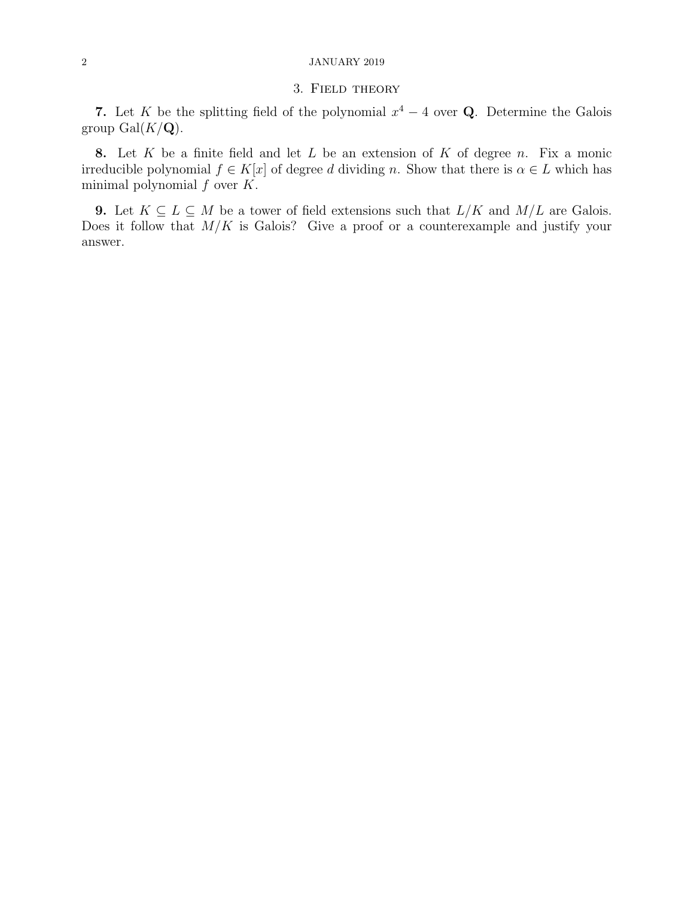## 3. Field theory

**7.** Let $K$ be the splitting field of the polynomial $x^4 - 4$ over $\mathbf{Q}$. Determine the Galois group $\mathrm{Gal}(K/\mathbf{Q})$.

**8.** Let $K$ be a finite field and let $L$ be an extension of $K$ of degree $n$. Fix a monic irreducible polynomial $f \in K[x]$ of degree $d$ dividing $n$. Show that there is $\alpha \in L$ which has minimal polynomial $f$ over $K$.

**9.** Let $K \subseteq L \subseteq M$ be a tower of field extensions such that $L/K$ and $M/L$ are Galois. Does it follow that $M/K$ is Galois? Give a proof or a counterexample and justify your answer.